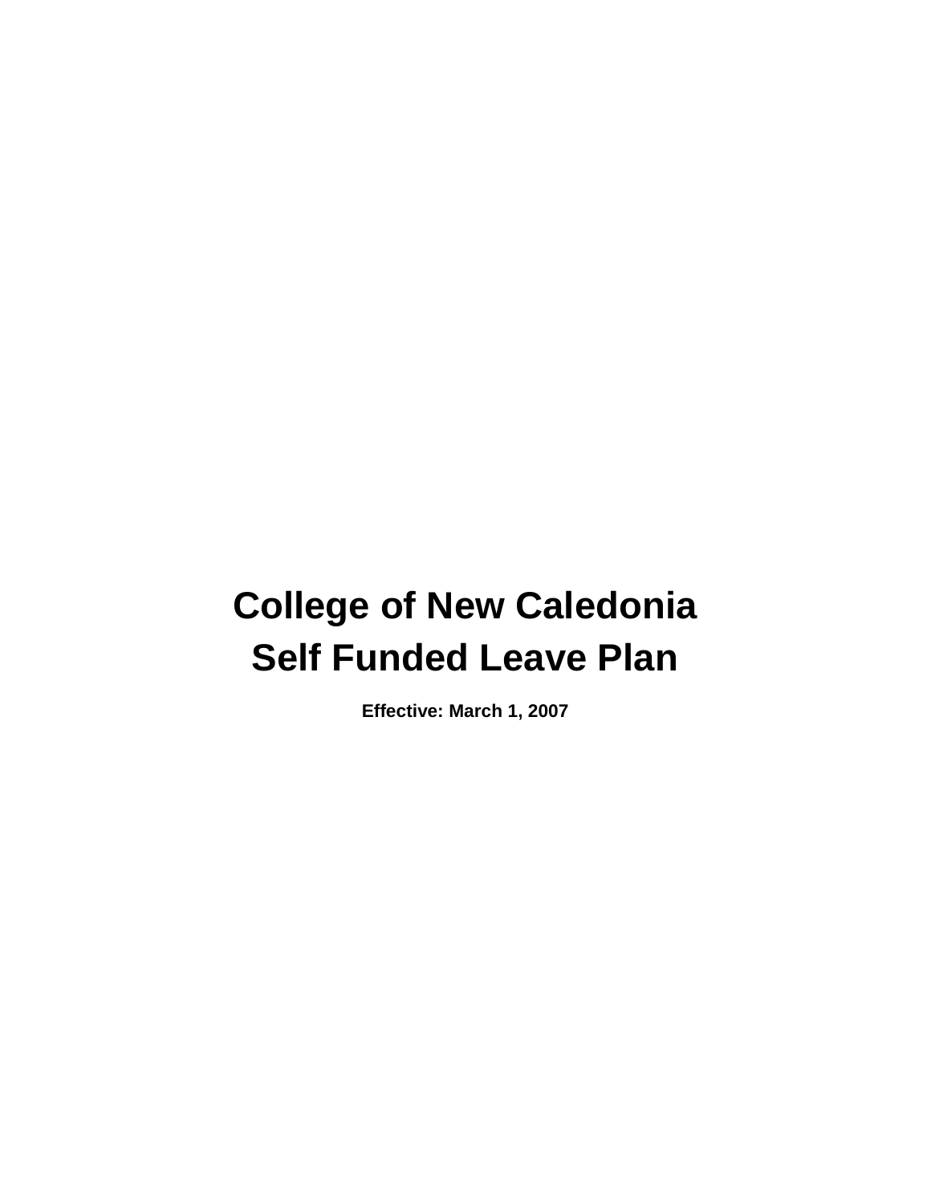# College of New Caledonia
# Self Funded Leave Plan

**Effective: March 1, 2007**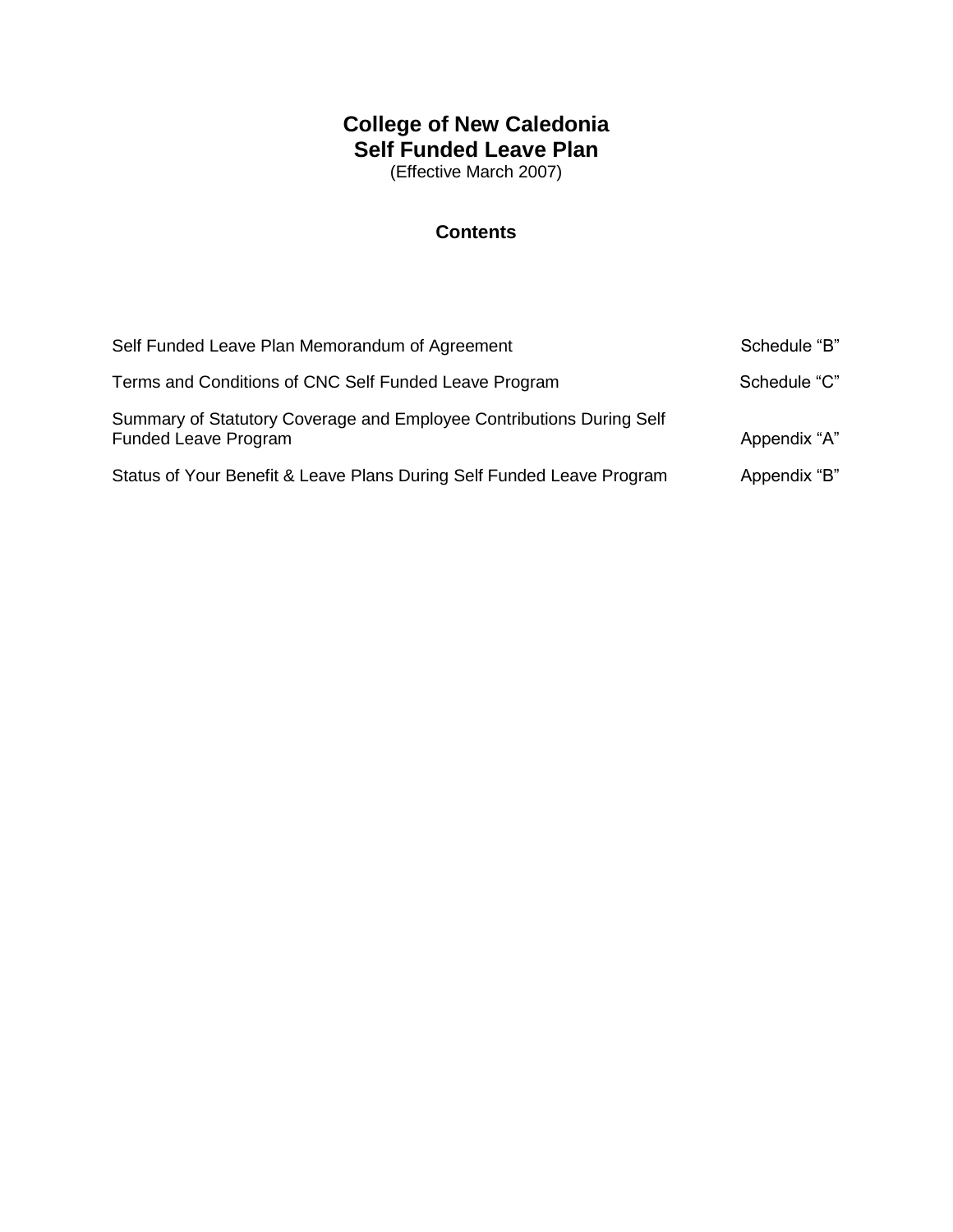# College of New Caledonia
# Self Funded Leave Plan

(Effective March 2007)

## Contents

| | |
|---|---|
| Self Funded Leave Plan Memorandum of Agreement | Schedule "B" |
| Terms and Conditions of CNC Self Funded Leave Program | Schedule "C" |
| Summary of Statutory Coverage and Employee Contributions During Self Funded Leave Program | Appendix "A" |
| Status of Your Benefit & Leave Plans During Self Funded Leave Program | Appendix "B" |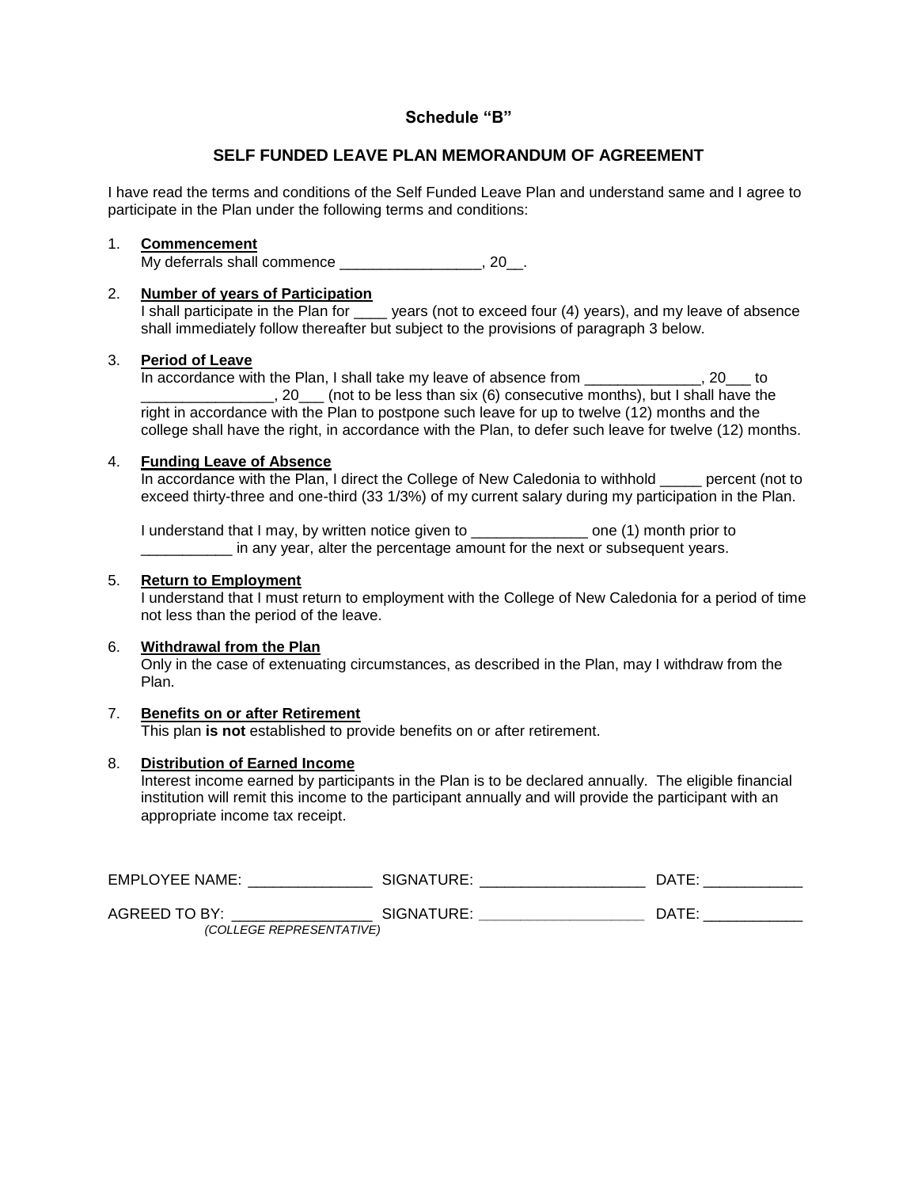## Schedule "B"

## SELF FUNDED LEAVE PLAN MEMORANDUM OF AGREEMENT

I have read the terms and conditions of the Self Funded Leave Plan and understand same and I agree to participate in the Plan under the following terms and conditions:

1. **Commencement**
   My deferrals shall commence _________________, 20__.

2. **Number of years of Participation**
   I shall participate in the Plan for ____ years (not to exceed four (4) years), and my leave of absence shall immediately follow thereafter but subject to the provisions of paragraph 3 below.

3. **Period of Leave**
   In accordance with the Plan, I shall take my leave of absence from ______________, 20___ to ________________, 20___ (not to be less than six (6) consecutive months), but I shall have the right in accordance with the Plan to postpone such leave for up to twelve (12) months and the college shall have the right, in accordance with the Plan, to defer such leave for twelve (12) months.

4. **Funding Leave of Absence**
   In accordance with the Plan, I direct the College of New Caledonia to withhold _____ percent (not to exceed thirty-three and one-third (33 1/3%) of my current salary during my participation in the Plan.

   I understand that I may, by written notice given to ______________ one (1) month prior to ___________ in any year, alter the percentage amount for the next or subsequent years.

5. **Return to Employment**
   I understand that I must return to employment with the College of New Caledonia for a period of time not less than the period of the leave.

6. **Withdrawal from the Plan**
   Only in the case of extenuating circumstances, as described in the Plan, may I withdraw from the Plan.

7. **Benefits on or after Retirement**
   This plan **is not** established to provide benefits on or after retirement.

8. **Distribution of Earned Income**
   Interest income earned by participants in the Plan is to be declared annually. The eligible financial institution will remit this income to the participant annually and will provide the participant with an appropriate income tax receipt.

EMPLOYEE NAME: _______________ SIGNATURE: ____________________ DATE: ____________

AGREED TO BY: _________________ SIGNATURE: ____________________ DATE: ____________
*(COLLEGE REPRESENTATIVE)*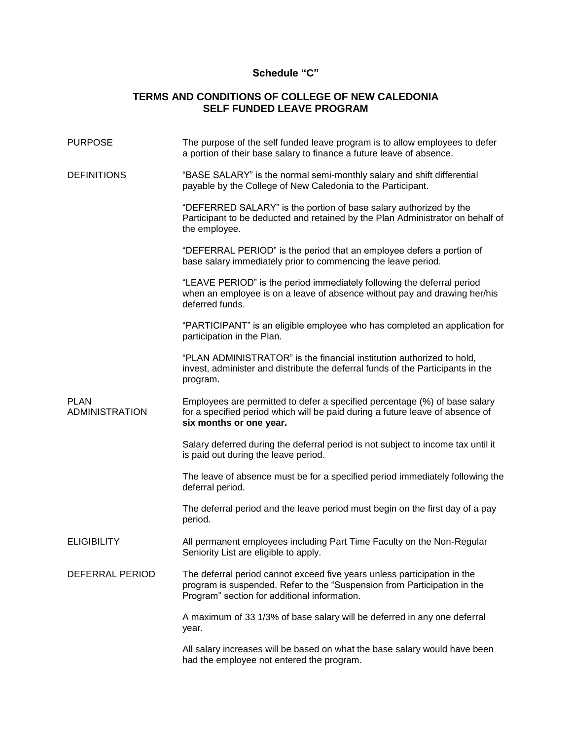**Schedule "C"**

## TERMS AND CONDITIONS OF COLLEGE OF NEW CALEDONIA SELF FUNDED LEAVE PROGRAM

**PURPOSE**

The purpose of the self funded leave program is to allow employees to defer a portion of their base salary to finance a future leave of absence.

**DEFINITIONS**

"BASE SALARY" is the normal semi-monthly salary and shift differential payable by the College of New Caledonia to the Participant.

"DEFERRED SALARY" is the portion of base salary authorized by the Participant to be deducted and retained by the Plan Administrator on behalf of the employee.

"DEFERRAL PERIOD" is the period that an employee defers a portion of base salary immediately prior to commencing the leave period.

"LEAVE PERIOD" is the period immediately following the deferral period when an employee is on a leave of absence without pay and drawing her/his deferred funds.

"PARTICIPANT" is an eligible employee who has completed an application for participation in the Plan.

"PLAN ADMINISTRATOR" is the financial institution authorized to hold, invest, administer and distribute the deferral funds of the Participants in the program.

**PLAN ADMINISTRATION**

Employees are permitted to defer a specified percentage (%) of base salary for a specified period which will be paid during a future leave of absence of **six months or one year.**

Salary deferred during the deferral period is not subject to income tax until it is paid out during the leave period.

The leave of absence must be for a specified period immediately following the deferral period.

The deferral period and the leave period must begin on the first day of a pay period.

**ELIGIBILITY**

All permanent employees including Part Time Faculty on the Non-Regular Seniority List are eligible to apply.

**DEFERRAL PERIOD**

The deferral period cannot exceed five years unless participation in the program is suspended. Refer to the "Suspension from Participation in the Program" section for additional information.

A maximum of 33 1/3% of base salary will be deferred in any one deferral year.

All salary increases will be based on what the base salary would have been had the employee not entered the program.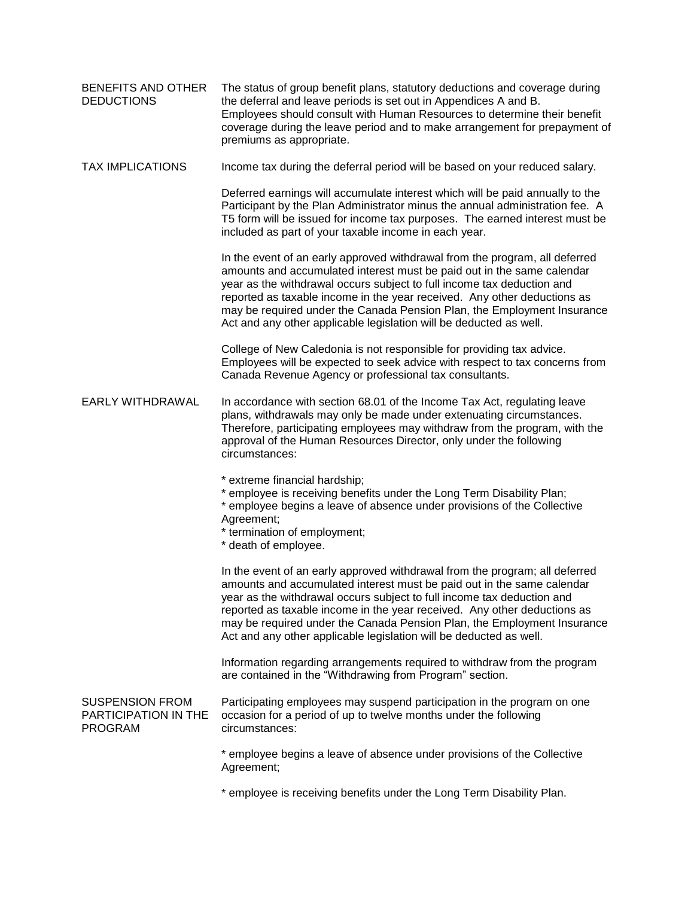## BENEFITS AND OTHER DEDUCTIONS

The status of group benefit plans, statutory deductions and coverage during the deferral and leave periods is set out in Appendices A and B. Employees should consult with Human Resources to determine their benefit coverage during the leave period and to make arrangement for prepayment of premiums as appropriate.

## TAX IMPLICATIONS

Income tax during the deferral period will be based on your reduced salary.

Deferred earnings will accumulate interest which will be paid annually to the Participant by the Plan Administrator minus the annual administration fee. A T5 form will be issued for income tax purposes. The earned interest must be included as part of your taxable income in each year.

In the event of an early approved withdrawal from the program, all deferred amounts and accumulated interest must be paid out in the same calendar year as the withdrawal occurs subject to full income tax deduction and reported as taxable income in the year received. Any other deductions as may be required under the Canada Pension Plan, the Employment Insurance Act and any other applicable legislation will be deducted as well.

College of New Caledonia is not responsible for providing tax advice. Employees will be expected to seek advice with respect to tax concerns from Canada Revenue Agency or professional tax consultants.

## EARLY WITHDRAWAL

In accordance with section 68.01 of the Income Tax Act, regulating leave plans, withdrawals may only be made under extenuating circumstances. Therefore, participating employees may withdraw from the program, with the approval of the Human Resources Director, only under the following circumstances:

* extreme financial hardship;
* employee is receiving benefits under the Long Term Disability Plan;
* employee begins a leave of absence under provisions of the Collective Agreement;
* termination of employment;
* death of employee.

In the event of an early approved withdrawal from the program; all deferred amounts and accumulated interest must be paid out in the same calendar year as the withdrawal occurs subject to full income tax deduction and reported as taxable income in the year received. Any other deductions as may be required under the Canada Pension Plan, the Employment Insurance Act and any other applicable legislation will be deducted as well.

Information regarding arrangements required to withdraw from the program are contained in the "Withdrawing from Program" section.

## SUSPENSION FROM PARTICIPATION IN THE PROGRAM

Participating employees may suspend participation in the program on one occasion for a period of up to twelve months under the following circumstances:

* employee begins a leave of absence under provisions of the Collective Agreement;

* employee is receiving benefits under the Long Term Disability Plan.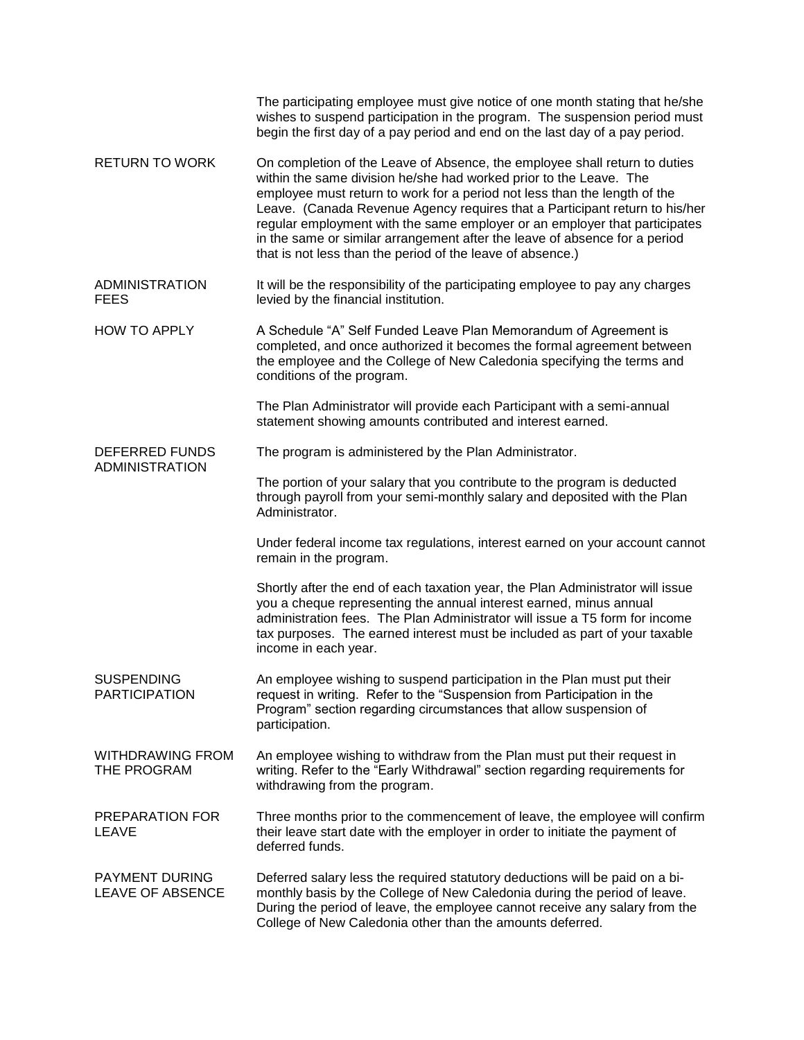The participating employee must give notice of one month stating that he/she wishes to suspend participation in the program. The suspension period must begin the first day of a pay period and end on the last day of a pay period.

**RETURN TO WORK**

On completion of the Leave of Absence, the employee shall return to duties within the same division he/she had worked prior to the Leave. The employee must return to work for a period not less than the length of the Leave. (Canada Revenue Agency requires that a Participant return to his/her regular employment with the same employer or an employer that participates in the same or similar arrangement after the leave of absence for a period that is not less than the period of the leave of absence.)

**ADMINISTRATION FEES**

It will be the responsibility of the participating employee to pay any charges levied by the financial institution.

**HOW TO APPLY**

A Schedule "A" Self Funded Leave Plan Memorandum of Agreement is completed, and once authorized it becomes the formal agreement between the employee and the College of New Caledonia specifying the terms and conditions of the program.

The Plan Administrator will provide each Participant with a semi-annual statement showing amounts contributed and interest earned.

**DEFERRED FUNDS ADMINISTRATION**

The program is administered by the Plan Administrator.

The portion of your salary that you contribute to the program is deducted through payroll from your semi-monthly salary and deposited with the Plan Administrator.

Under federal income tax regulations, interest earned on your account cannot remain in the program.

Shortly after the end of each taxation year, the Plan Administrator will issue you a cheque representing the annual interest earned, minus annual administration fees. The Plan Administrator will issue a T5 form for income tax purposes. The earned interest must be included as part of your taxable income in each year.

**SUSPENDING PARTICIPATION**

An employee wishing to suspend participation in the Plan must put their request in writing. Refer to the "Suspension from Participation in the Program" section regarding circumstances that allow suspension of participation.

**WITHDRAWING FROM THE PROGRAM**

An employee wishing to withdraw from the Plan must put their request in writing. Refer to the "Early Withdrawal" section regarding requirements for withdrawing from the program.

**PREPARATION FOR LEAVE**

Three months prior to the commencement of leave, the employee will confirm their leave start date with the employer in order to initiate the payment of deferred funds.

**PAYMENT DURING LEAVE OF ABSENCE**

Deferred salary less the required statutory deductions will be paid on a bi-monthly basis by the College of New Caledonia during the period of leave. During the period of leave, the employee cannot receive any salary from the College of New Caledonia other than the amounts deferred.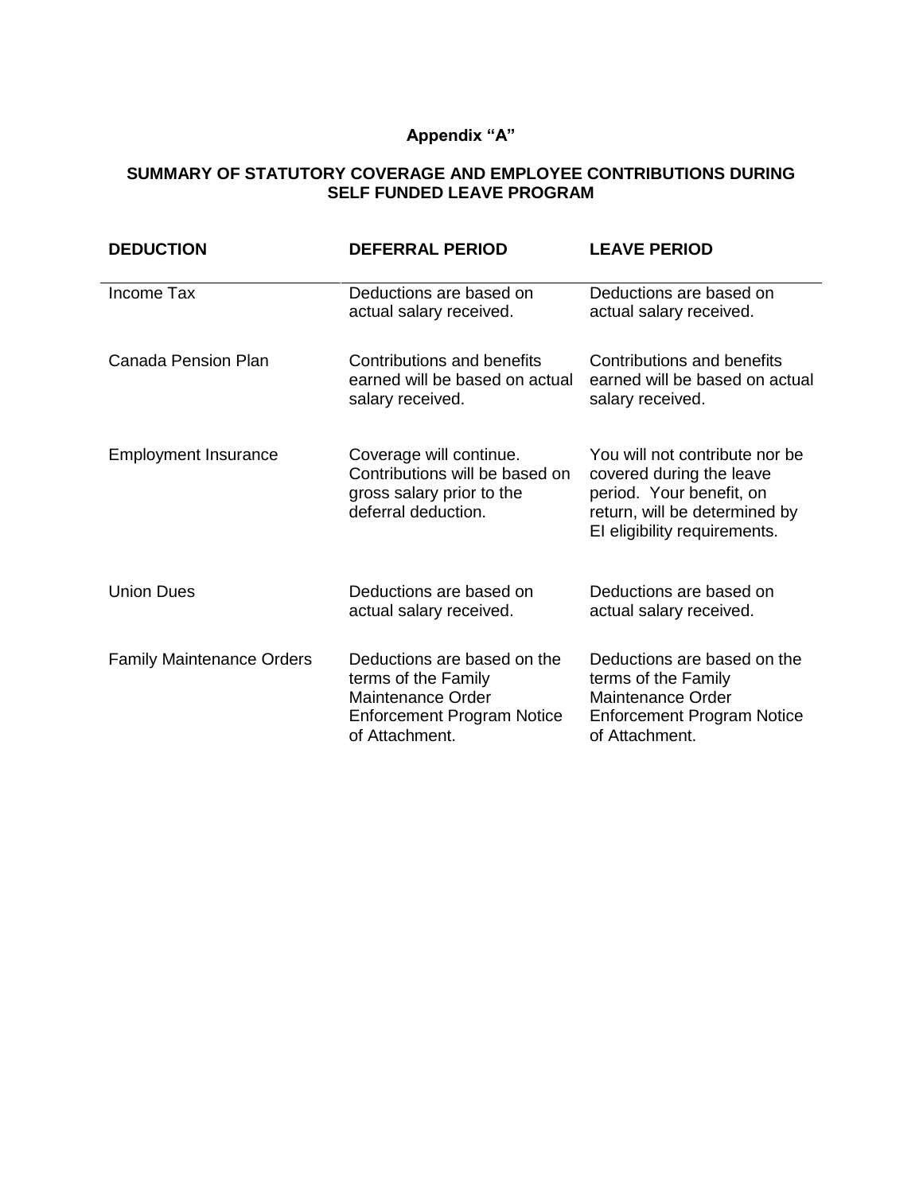## Appendix "A"

### SUMMARY OF STATUTORY COVERAGE AND EMPLOYEE CONTRIBUTIONS DURING SELF FUNDED LEAVE PROGRAM

| DEDUCTION | DEFERRAL PERIOD | LEAVE PERIOD |
|---|---|---|
| Income Tax | Deductions are based on actual salary received. | Deductions are based on actual salary received. |
| Canada Pension Plan | Contributions and benefits earned will be based on actual salary received. | Contributions and benefits earned will be based on actual salary received. |
| Employment Insurance | Coverage will continue. Contributions will be based on gross salary prior to the deferral deduction. | You will not contribute nor be covered during the leave period. Your benefit, on return, will be determined by EI eligibility requirements. |
| Union Dues | Deductions are based on actual salary received. | Deductions are based on actual salary received. |
| Family Maintenance Orders | Deductions are based on the terms of the Family Maintenance Order Enforcement Program Notice of Attachment. | Deductions are based on the terms of the Family Maintenance Order Enforcement Program Notice of Attachment. |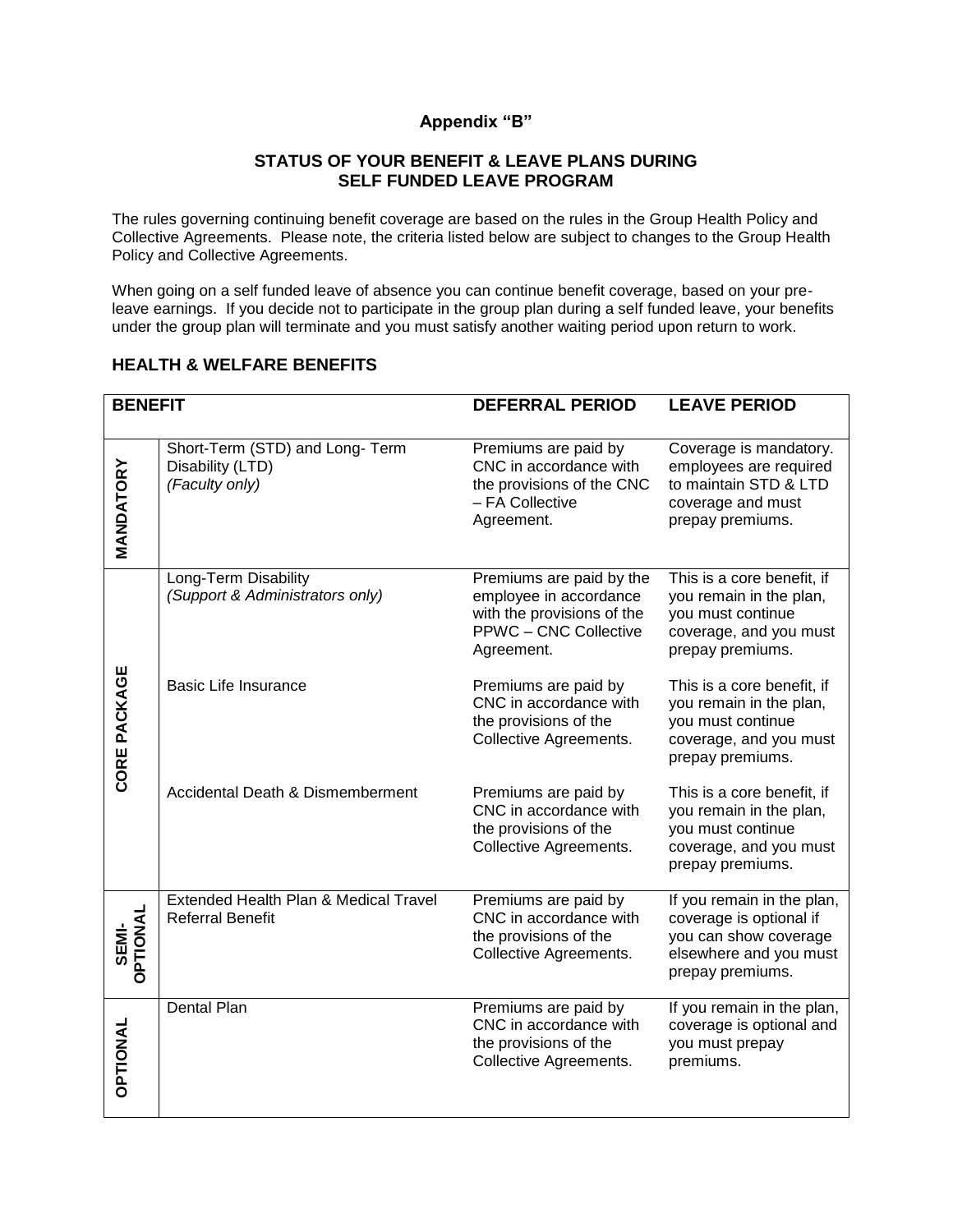## Appendix "B"

### STATUS OF YOUR BENEFIT & LEAVE PLANS DURING SELF FUNDED LEAVE PROGRAM

The rules governing continuing benefit coverage are based on the rules in the Group Health Policy and Collective Agreements. Please note, the criteria listed below are subject to changes to the Group Health Policy and Collective Agreements.

When going on a self funded leave of absence you can continue benefit coverage, based on your pre-leave earnings. If you decide not to participate in the group plan during a self funded leave, your benefits under the group plan will terminate and you must satisfy another waiting period upon return to work.

### HEALTH & WELFARE BENEFITS

| BENEFIT | | DEFERRAL PERIOD | LEAVE PERIOD |
|---|---|---|---|
| MANDATORY | Short-Term (STD) and Long- Term Disability (LTD) *(Faculty only)* | Premiums are paid by CNC in accordance with the provisions of the CNC – FA Collective Agreement. | Coverage is mandatory. employees are required to maintain STD & LTD coverage and must prepay premiums. |
| CORE PACKAGE | Long-Term Disability *(Support & Administrators only)* | Premiums are paid by the employee in accordance with the provisions of the PPWC – CNC Collective Agreement. | This is a core benefit, if you remain in the plan, you must continue coverage, and you must prepay premiums. |
| | Basic Life Insurance | Premiums are paid by CNC in accordance with the provisions of the Collective Agreements. | This is a core benefit, if you remain in the plan, you must continue coverage, and you must prepay premiums. |
| | Accidental Death & Dismemberment | Premiums are paid by CNC in accordance with the provisions of the Collective Agreements. | This is a core benefit, if you remain in the plan, you must continue coverage, and you must prepay premiums. |
| SEMI-OPTIONAL | Extended Health Plan & Medical Travel Referral Benefit | Premiums are paid by CNC in accordance with the provisions of the Collective Agreements. | If you remain in the plan, coverage is optional if you can show coverage elsewhere and you must prepay premiums. |
| OPTIONAL | Dental Plan | Premiums are paid by CNC in accordance with the provisions of the Collective Agreements. | If you remain in the plan, coverage is optional and you must prepay premiums. |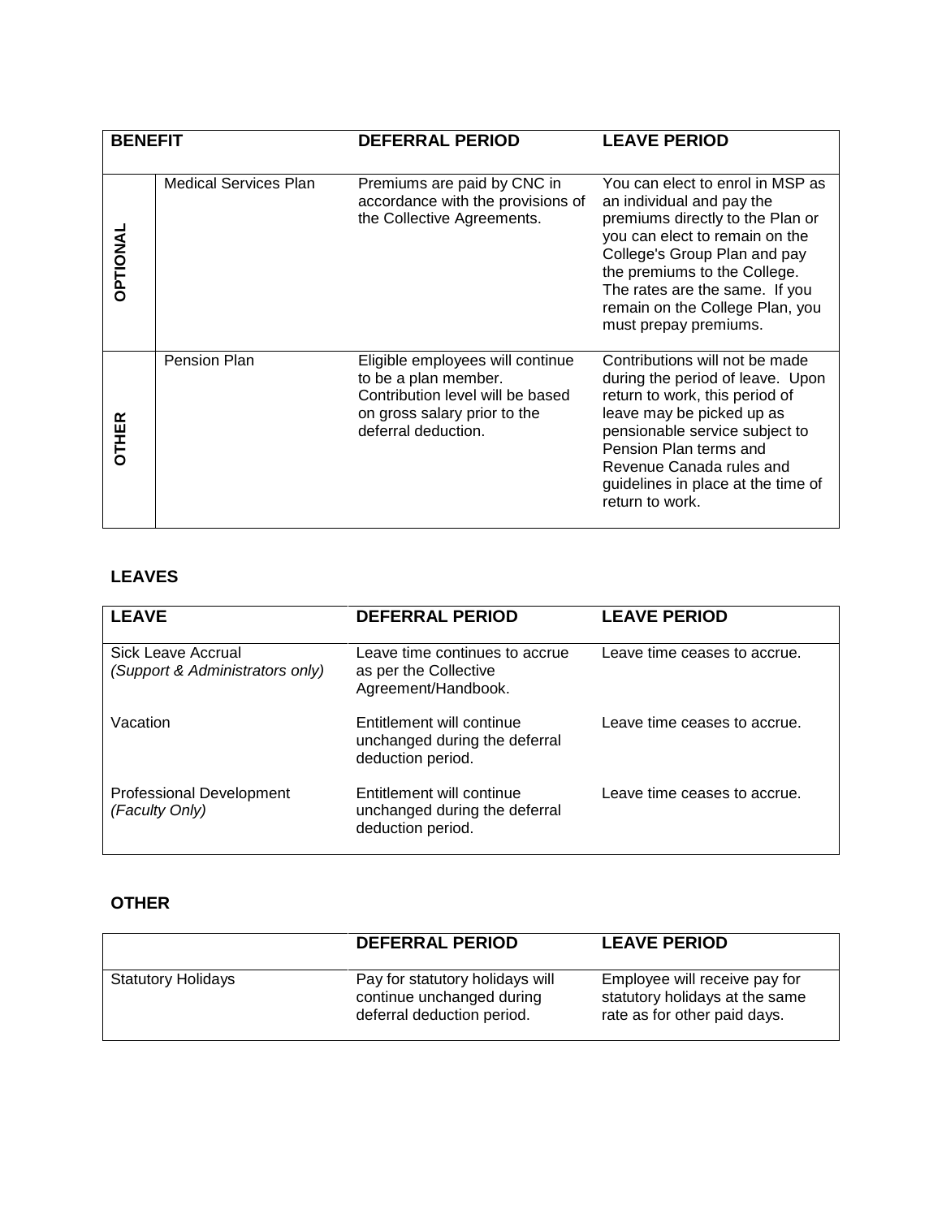| BENEFIT | | DEFERRAL PERIOD | LEAVE PERIOD |
|---|---|---|---|
| OPTIONAL | Medical Services Plan | Premiums are paid by CNC in accordance with the provisions of the Collective Agreements. | You can elect to enrol in MSP as an individual and pay the premiums directly to the Plan or you can elect to remain on the College's Group Plan and pay the premiums to the College. The rates are the same. If you remain on the College Plan, you must prepay premiums. |
| OTHER | Pension Plan | Eligible employees will continue to be a plan member. Contribution level will be based on gross salary prior to the deferral deduction. | Contributions will not be made during the period of leave. Upon return to work, this period of leave may be picked up as pensionable service subject to Pension Plan terms and Revenue Canada rules and guidelines in place at the time of return to work. |

## LEAVES

| LEAVE | DEFERRAL PERIOD | LEAVE PERIOD |
|---|---|---|
| Sick Leave Accrual *(Support & Administrators only)* | Leave time continues to accrue as per the Collective Agreement/Handbook. | Leave time ceases to accrue. |
| Vacation | Entitlement will continue unchanged during the deferral deduction period. | Leave time ceases to accrue. |
| Professional Development *(Faculty Only)* | Entitlement will continue unchanged during the deferral deduction period. | Leave time ceases to accrue. |

## OTHER

| | DEFERRAL PERIOD | LEAVE PERIOD |
|---|---|---|
| Statutory Holidays | Pay for statutory holidays will continue unchanged during deferral deduction period. | Employee will receive pay for statutory holidays at the same rate as for other paid days. |